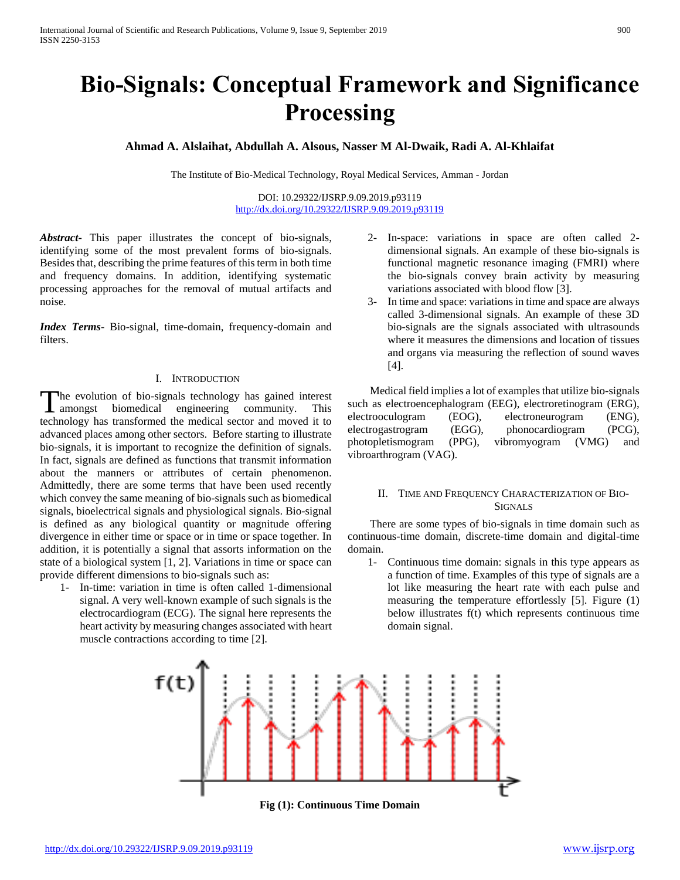# Bio-Signals: Conceptual Framework and Significance Processing

**Ahmad A. Alslaihat, Abdullah A. Alsous, Nasser M Al-Dwaik, Radi A. Al-Khlaifat**

The Institute of Bio-Medical Technology, Royal Medical Services, Amman - Jordan

DOI: 10.29322/IJSRP.9.09.2019.p93119
http://dx.doi.org/10.29322/IJSRP.9.09.2019.p93119

***Abstract***- This paper illustrates the concept of bio-signals, identifying some of the most prevalent forms of bio-signals. Besides that, describing the prime features of this term in both time and frequency domains. In addition, identifying systematic processing approaches for the removal of mutual artifacts and noise.

***Index Terms***- Bio-signal, time-domain, frequency-domain and filters.

## I. Introduction

The evolution of bio-signals technology has gained interest amongst biomedical engineering community. This technology has transformed the medical sector and moved it to advanced places among other sectors. Before starting to illustrate bio-signals, it is important to recognize the definition of signals. In fact, signals are defined as functions that transmit information about the manners or attributes of certain phenomenon. Admittedly, there are some terms that have been used recently which convey the same meaning of bio-signals such as biomedical signals, bioelectrical signals and physiological signals. Bio-signal is defined as any biological quantity or magnitude offering divergence in either time or space or in time or space together. In addition, it is potentially a signal that assorts information on the state of a biological system [1, 2]. Variations in time or space can provide different dimensions to bio-signals such as:

1- In-time: variation in time is often called 1-dimensional signal. A very well-known example of such signals is the electrocardiogram (ECG). The signal here represents the heart activity by measuring changes associated with heart muscle contractions according to time [2].

2- In-space: variations in space are often called 2-dimensional signals. An example of these bio-signals is functional magnetic resonance imaging (FMRI) where the bio-signals convey brain activity by measuring variations associated with blood flow [3].

3- In time and space: variations in time and space are always called 3-dimensional signals. An example of these 3D bio-signals are the signals associated with ultrasounds where it measures the dimensions and location of tissues and organs via measuring the reflection of sound waves [4].

Medical field implies a lot of examples that utilize bio-signals such as electroencephalogram (EEG), electroretinogram (ERG), electrooculogram (EOG), electroneurogram (ENG), electrogastrogram (EGG), phonocardiogram (PCG), photopletismogram (PPG), vibromyogram (VMG) and vibroarthrogram (VAG).

## II. Time and Frequency Characterization of Bio-Signals

There are some types of bio-signals in time domain such as continuous-time domain, discrete-time domain and digital-time domain.

1- Continuous time domain: signals in this type appears as a function of time. Examples of this type of signals are a lot like measuring the heart rate with each pulse and measuring the temperature effortlessly [5]. Figure (1) below illustrates f(t) which represents continuous time domain signal.

**Fig (1): Continuous Time Domain**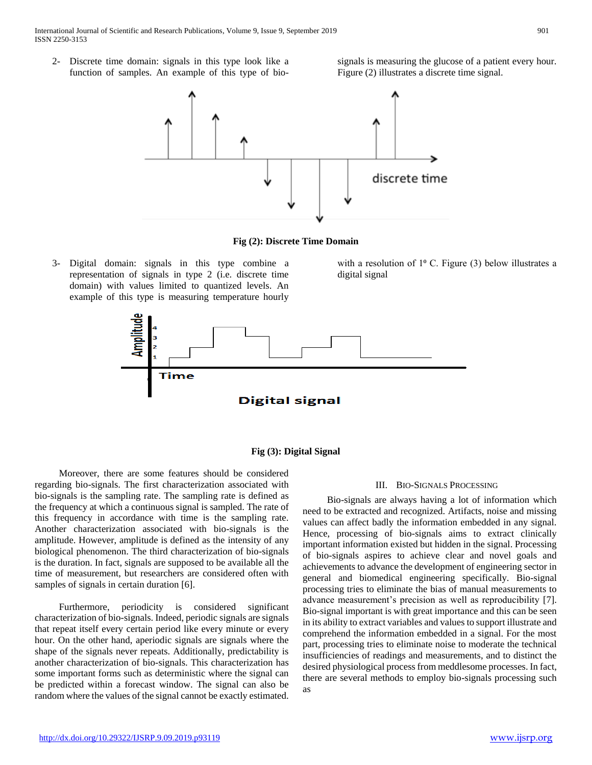2- Discrete time domain: signals in this type look like a function of samples. An example of this type of bio-signals is measuring the glucose of a patient every hour. Figure (2) illustrates a discrete time signal.

**Fig (2): Discrete Time Domain**

3- Digital domain: signals in this type combine a representation of signals in type 2 (i.e. discrete time domain) with values limited to quantized levels. An example of this type is measuring temperature hourly with a resolution of 1º C. Figure (3) below illustrates a digital signal

**Fig (3): Digital Signal**

Moreover, there are some features should be considered regarding bio-signals. The first characterization associated with bio-signals is the sampling rate. The sampling rate is defined as the frequency at which a continuous signal is sampled. The rate of this frequency in accordance with time is the sampling rate. Another characterization associated with bio-signals is the amplitude. However, amplitude is defined as the intensity of any biological phenomenon. The third characterization of bio-signals is the duration. In fact, signals are supposed to be available all the time of measurement, but researchers are considered often with samples of signals in certain duration [6].

Furthermore, periodicity is considered significant characterization of bio-signals. Indeed, periodic signals are signals that repeat itself every certain period like every minute or every hour. On the other hand, aperiodic signals are signals where the shape of the signals never repeats. Additionally, predictability is another characterization of bio-signals. This characterization has some important forms such as deterministic where the signal can be predicted within a forecast window. The signal can also be random where the values of the signal cannot be exactly estimated.

## III. Bio-Signals Processing

Bio-signals are always having a lot of information which need to be extracted and recognized. Artifacts, noise and missing values can affect badly the information embedded in any signal. Hence, processing of bio-signals aims to extract clinically important information existed but hidden in the signal. Processing of bio-signals aspires to achieve clear and novel goals and achievements to advance the development of engineering sector in general and biomedical engineering specifically. Bio-signal processing tries to eliminate the bias of manual measurements to advance measurement's precision as well as reproducibility [7]. Bio-signal important is with great importance and this can be seen in its ability to extract variables and values to support illustrate and comprehend the information embedded in a signal. For the most part, processing tries to eliminate noise to moderate the technical insufficiencies of readings and measurements, and to distinct the desired physiological process from meddlesome processes. In fact, there are several methods to employ bio-signals processing such as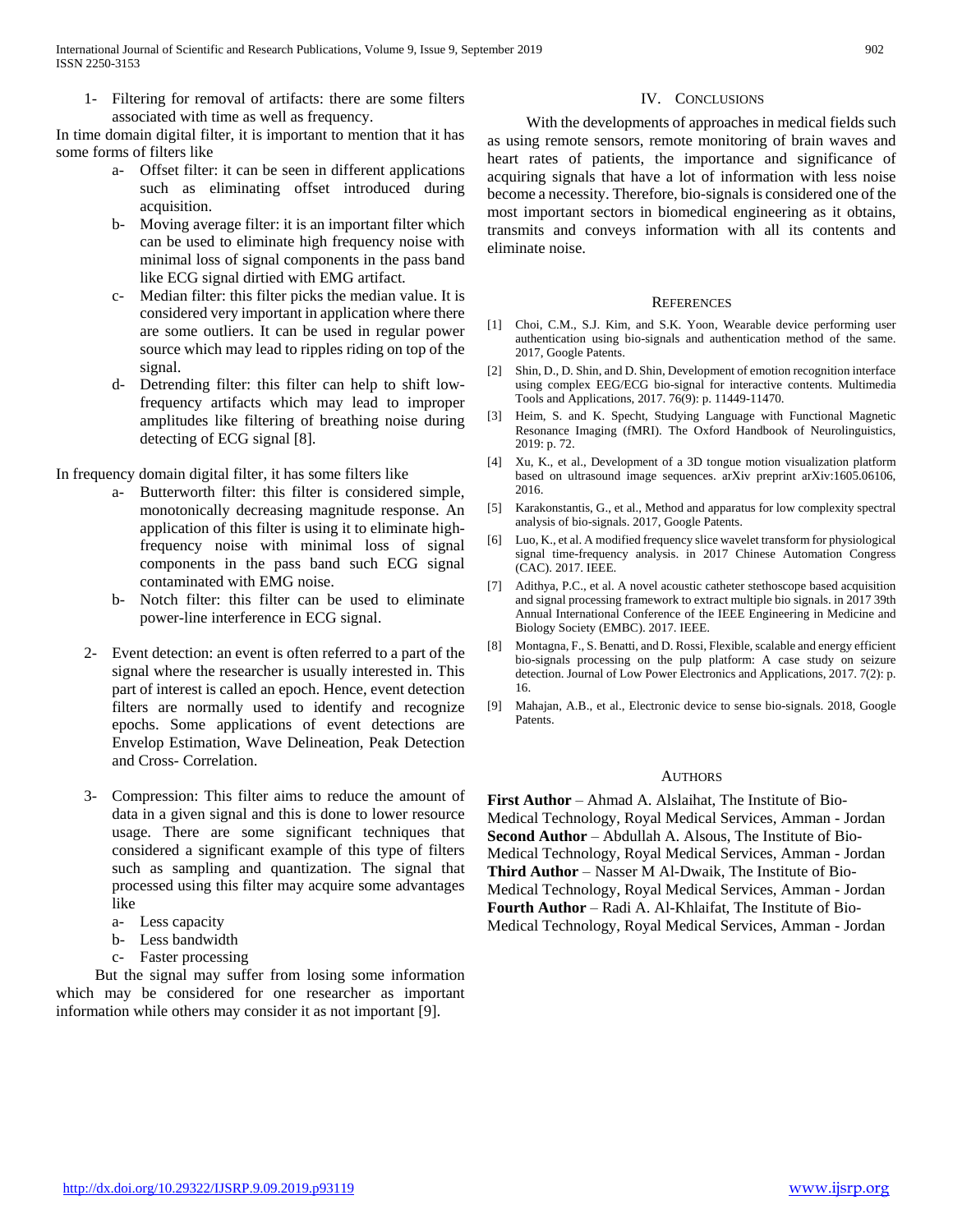1- Filtering for removal of artifacts: there are some filters associated with time as well as frequency.

In time domain digital filter, it is important to mention that it has some forms of filters like

a- Offset filter: it can be seen in different applications such as eliminating offset introduced during acquisition.

b- Moving average filter: it is an important filter which can be used to eliminate high frequency noise with minimal loss of signal components in the pass band like ECG signal dirtied with EMG artifact.

c- Median filter: this filter picks the median value. It is considered very important in application where there are some outliers. It can be used in regular power source which may lead to ripples riding on top of the signal.

d- Detrending filter: this filter can help to shift low-frequency artifacts which may lead to improper amplitudes like filtering of breathing noise during detecting of ECG signal [8].

In frequency domain digital filter, it has some filters like

a- Butterworth filter: this filter is considered simple, monotonically decreasing magnitude response. An application of this filter is using it to eliminate high-frequency noise with minimal loss of signal components in the pass band such ECG signal contaminated with EMG noise.

b- Notch filter: this filter can be used to eliminate power-line interference in ECG signal.

2- Event detection: an event is often referred to a part of the signal where the researcher is usually interested in. This part of interest is called an epoch. Hence, event detection filters are normally used to identify and recognize epochs. Some applications of event detections are Envelop Estimation, Wave Delineation, Peak Detection and Cross- Correlation.

3- Compression: This filter aims to reduce the amount of data in a given signal and this is done to lower resource usage. There are some significant techniques that considered a significant example of this type of filters such as sampling and quantization. The signal that processed using this filter may acquire some advantages like

a- Less capacity

b- Less bandwidth

c- Faster processing

But the signal may suffer from losing some information which may be considered for one researcher as important information while others may consider it as not important [9].

## IV. Conclusions

With the developments of approaches in medical fields such as using remote sensors, remote monitoring of brain waves and heart rates of patients, the importance and significance of acquiring signals that have a lot of information with less noise become a necessity. Therefore, bio-signals is considered one of the most important sectors in biomedical engineering as it obtains, transmits and conveys information with all its contents and eliminate noise.

## References

[1] Choi, C.M., S.J. Kim, and S.K. Yoon, Wearable device performing user authentication using bio-signals and authentication method of the same. 2017, Google Patents.

[2] Shin, D., D. Shin, and D. Shin, Development of emotion recognition interface using complex EEG/ECG bio-signal for interactive contents. Multimedia Tools and Applications, 2017. 76(9): p. 11449-11470.

[3] Heim, S. and K. Specht, Studying Language with Functional Magnetic Resonance Imaging (fMRI). The Oxford Handbook of Neurolinguistics, 2019: p. 72.

[4] Xu, K., et al., Development of a 3D tongue motion visualization platform based on ultrasound image sequences. arXiv preprint arXiv:1605.06106, 2016.

[5] Karakonstantis, G., et al., Method and apparatus for low complexity spectral analysis of bio-signals. 2017, Google Patents.

[6] Luo, K., et al. A modified frequency slice wavelet transform for physiological signal time-frequency analysis. in 2017 Chinese Automation Congress (CAC). 2017. IEEE.

[7] Adithya, P.C., et al. A novel acoustic catheter stethoscope based acquisition and signal processing framework to extract multiple bio signals. in 2017 39th Annual International Conference of the IEEE Engineering in Medicine and Biology Society (EMBC). 2017. IEEE.

[8] Montagna, F., S. Benatti, and D. Rossi, Flexible, scalable and energy efficient bio-signals processing on the pulp platform: A case study on seizure detection. Journal of Low Power Electronics and Applications, 2017. 7(2): p. 16.

[9] Mahajan, A.B., et al., Electronic device to sense bio-signals. 2018, Google Patents.

## Authors

**First Author** – Ahmad A. Alslaihat, The Institute of Bio-Medical Technology, Royal Medical Services, Amman - Jordan
**Second Author** – Abdullah A. Alsous, The Institute of Bio-Medical Technology, Royal Medical Services, Amman - Jordan
**Third Author** – Nasser M Al-Dwaik, The Institute of Bio-Medical Technology, Royal Medical Services, Amman - Jordan
**Fourth Author** – Radi A. Al-Khlaifat, The Institute of Bio-Medical Technology, Royal Medical Services, Amman - Jordan